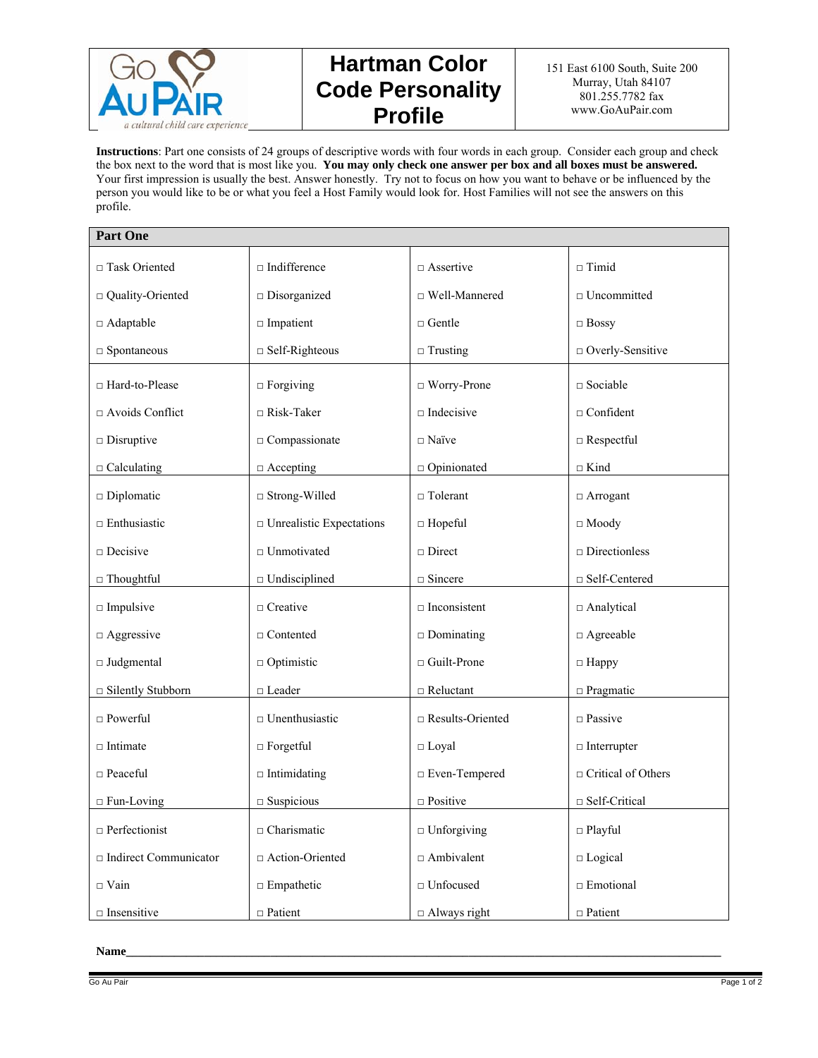# Hartman Color Code Personality Profile

151 East 6100 South, Suite 200
Murray, Utah 84107
801.255.7782 fax
www.GoAuPair.com

**Instructions**: Part one consists of 24 groups of descriptive words with four words in each group. Consider each group and check the box next to the word that is most like you. **You may only check one answer per box and all boxes must be answered.** Your first impression is usually the best. Answer honestly. Try not to focus on how you want to behave or be influenced by the person you would like to be or what you feel a Host Family would look for. Host Families will not see the answers on this profile.

## Part One

| | | | |
|---|---|---|---|
| □ Task Oriented<br>□ Quality-Oriented<br>□ Adaptable<br>□ Spontaneous | □ Indifference<br>□ Disorganized<br>□ Impatient<br>□ Self-Righteous | □ Assertive<br>□ Well-Mannered<br>□ Gentle<br>□ Trusting | □ Timid<br>□ Uncommitted<br>□ Bossy<br>□ Overly-Sensitive |
| □ Hard-to-Please<br>□ Avoids Conflict<br>□ Disruptive<br>□ Calculating | □ Forgiving<br>□ Risk-Taker<br>□ Compassionate<br>□ Accepting | □ Worry-Prone<br>□ Indecisive<br>□ Naïve<br>□ Opinionated | □ Sociable<br>□ Confident<br>□ Respectful<br>□ Kind |
| □ Diplomatic<br>□ Enthusiastic<br>□ Decisive<br>□ Thoughtful | □ Strong-Willed<br>□ Unrealistic Expectations<br>□ Unmotivated<br>□ Undisciplined | □ Tolerant<br>□ Hopeful<br>□ Direct<br>□ Sincere | □ Arrogant<br>□ Moody<br>□ Directionless<br>□ Self-Centered |
| □ Impulsive<br>□ Aggressive<br>□ Judgmental<br>□ Silently Stubborn | □ Creative<br>□ Contented<br>□ Optimistic<br>□ Leader | □ Inconsistent<br>□ Dominating<br>□ Guilt-Prone<br>□ Reluctant | □ Analytical<br>□ Agreeable<br>□ Happy<br>□ Pragmatic |
| □ Powerful<br>□ Intimate<br>□ Peaceful<br>□ Fun-Loving | □ Unenthusiastic<br>□ Forgetful<br>□ Intimidating<br>□ Suspicious | □ Results-Oriented<br>□ Loyal<br>□ Even-Tempered<br>□ Positive | □ Passive<br>□ Interrupter<br>□ Critical of Others<br>□ Self-Critical |
| □ Perfectionist<br>□ Indirect Communicator<br>□ Vain<br>□ Insensitive | □ Charismatic<br>□ Action-Oriented<br>□ Empathetic<br>□ Patient | □ Unforgiving<br>□ Ambivalent<br>□ Unfocused<br>□ Always right | □ Playful<br>□ Logical<br>□ Emotional<br>□ Patient |

**Name**\_\_\_\_\_\_\_\_\_\_\_\_\_\_\_\_\_\_\_\_\_\_\_\_\_\_\_\_\_\_\_\_\_\_\_\_\_\_\_\_\_\_\_\_\_\_\_\_\_\_\_\_\_\_\_\_\_\_\_\_\_\_\_\_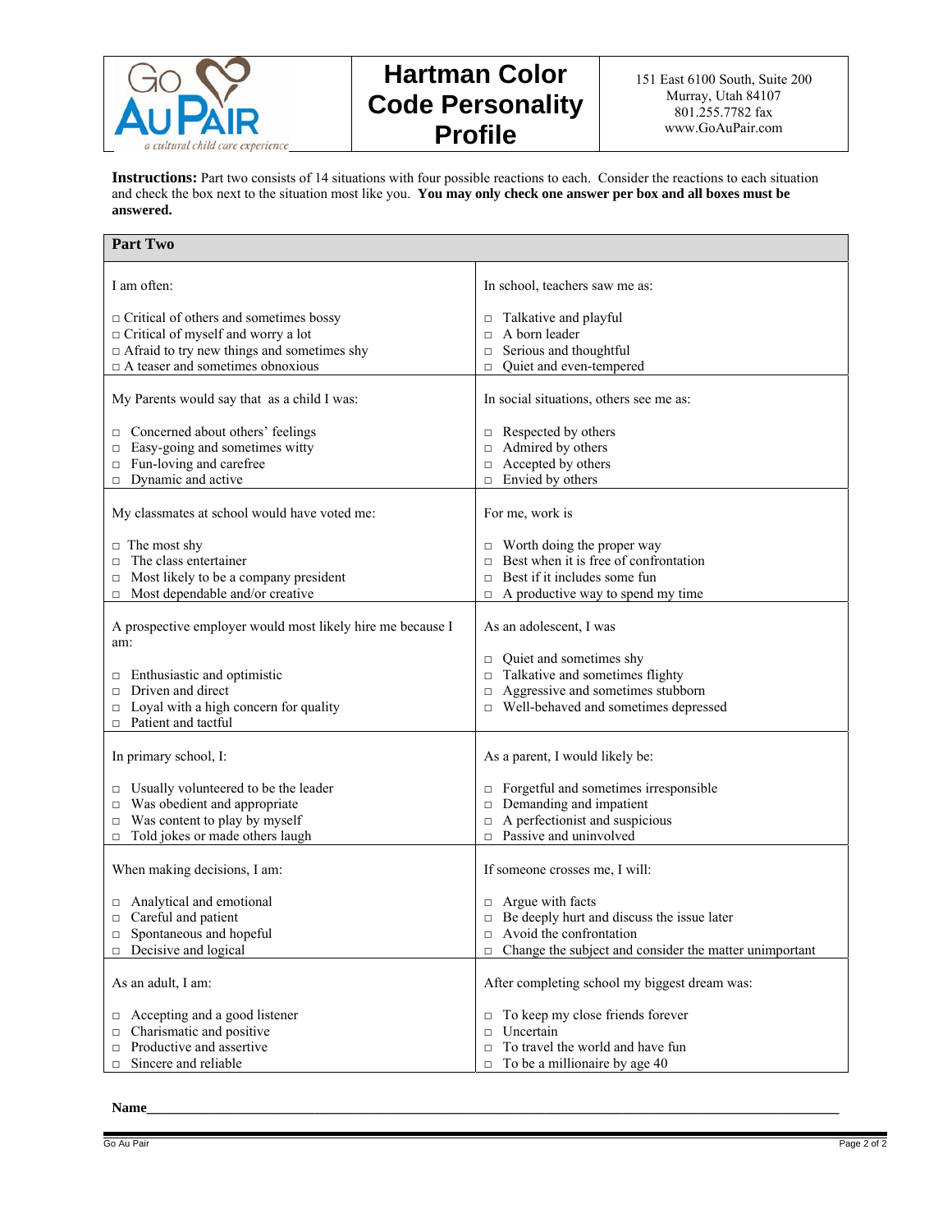| Go Au Pair – *a cultural child care experience* | **Hartman Color Code Personality Profile** | 151 East 6100 South, Suite 200<br>Murray, Utah 84107<br>801.255.7782 fax<br>www.GoAuPair.com |
|---|---|---|

**Instructions:** Part two consists of 14 situations with four possible reactions to each. Consider the reactions to each situation and check the box next to the situation most like you. **You may only check one answer per box and all boxes must be answered.**

## Part Two

I am often:

- □ Critical of others and sometimes bossy
- □ Critical of myself and worry a lot
- □ Afraid to try new things and sometimes shy
- □ A teaser and sometimes obnoxious

In school, teachers saw me as:

- □ Talkative and playful
- □ A born leader
- □ Serious and thoughtful
- □ Quiet and even-tempered

My Parents would say that as a child I was:

- □ Concerned about others' feelings
- □ Easy-going and sometimes witty
- □ Fun-loving and carefree
- □ Dynamic and active

In social situations, others see me as:

- □ Respected by others
- □ Admired by others
- □ Accepted by others
- □ Envied by others

My classmates at school would have voted me:

- □ The most shy
- □ The class entertainer
- □ Most likely to be a company president
- □ Most dependable and/or creative

For me, work is

- □ Worth doing the proper way
- □ Best when it is free of confrontation
- □ Best if it includes some fun
- □ A productive way to spend my time

A prospective employer would most likely hire me because I am:

- □ Enthusiastic and optimistic
- □ Driven and direct
- □ Loyal with a high concern for quality
- □ Patient and tactful

As an adolescent, I was

- □ Quiet and sometimes shy
- □ Talkative and sometimes flighty
- □ Aggressive and sometimes stubborn
- □ Well-behaved and sometimes depressed

In primary school, I:

- □ Usually volunteered to be the leader
- □ Was obedient and appropriate
- □ Was content to play by myself
- □ Told jokes or made others laugh

As a parent, I would likely be:

- □ Forgetful and sometimes irresponsible
- □ Demanding and impatient
- □ A perfectionist and suspicious
- □ Passive and uninvolved

When making decisions, I am:

- □ Analytical and emotional
- □ Careful and patient
- □ Spontaneous and hopeful
- □ Decisive and logical

If someone crosses me, I will:

- □ Argue with facts
- □ Be deeply hurt and discuss the issue later
- □ Avoid the confrontation
- □ Change the subject and consider the matter unimportant

As an adult, I am:

- □ Accepting and a good listener
- □ Charismatic and positive
- □ Productive and assertive
- □ Sincere and reliable

After completing school my biggest dream was:

- □ To keep my close friends forever
- □ Uncertain
- □ To travel the world and have fun
- □ To be a millionaire by age 40

**Name**\_\_\_\_\_\_\_\_\_\_\_\_\_\_\_\_\_\_\_\_\_\_\_\_\_\_\_\_\_\_\_\_\_\_\_\_\_\_\_\_\_\_\_\_\_\_\_\_